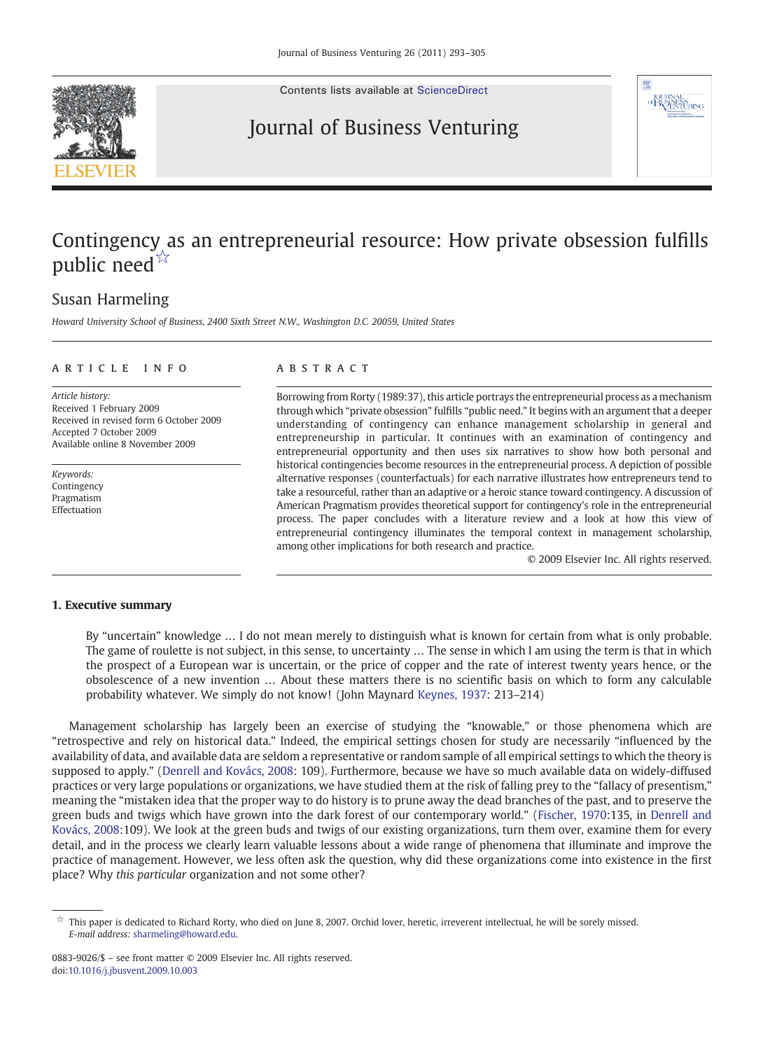# Contingency as an entrepreneurial resource: How private obsession fulfills public need☆

Susan Harmeling

*Howard University School of Business, 2400 Sixth Street N.W., Washington D.C. 20059, United States*

## ARTICLE INFO

*Article history:*
Received 1 February 2009
Received in revised form 6 October 2009
Accepted 7 October 2009
Available online 8 November 2009

*Keywords:*
Contingency
Pragmatism
Effectuation

## ABSTRACT

Borrowing from Rorty (1989:37), this article portrays the entrepreneurial process as a mechanism through which "private obsession" fulfills "public need." It begins with an argument that a deeper understanding of contingency can enhance management scholarship in general and entrepreneurship in particular. It continues with an examination of contingency and entrepreneurial opportunity and then uses six narratives to show how both personal and historical contingencies become resources in the entrepreneurial process. A depiction of possible alternative responses (counterfactuals) for each narrative illustrates how entrepreneurs tend to take a resourceful, rather than an adaptive or a heroic stance toward contingency. A discussion of American Pragmatism provides theoretical support for contingency's role in the entrepreneurial process. The paper concludes with a literature review and a look at how this view of entrepreneurial contingency illuminates the temporal context in management scholarship, among other implications for both research and practice.

© 2009 Elsevier Inc. All rights reserved.

## 1. Executive summary

> By "uncertain" knowledge … I do not mean merely to distinguish what is known for certain from what is only probable. The game of roulette is not subject, in this sense, to uncertainty … The sense in which I am using the term is that in which the prospect of a European war is uncertain, or the price of copper and the rate of interest twenty years hence, or the obsolescence of a new invention … About these matters there is no scientific basis on which to form any calculable probability whatever. We simply do not know! (John Maynard Keynes, 1937: 213–214)

Management scholarship has largely been an exercise of studying the "knowable," or those phenomena which are "retrospective and rely on historical data." Indeed, the empirical settings chosen for study are necessarily "influenced by the availability of data, and available data are seldom a representative or random sample of all empirical settings to which the theory is supposed to apply." (Denrell and Kovács, 2008: 109). Furthermore, because we have so much available data on widely-diffused practices or very large populations or organizations, we have studied them at the risk of falling prey to the "fallacy of presentism," meaning the "mistaken idea that the proper way to do history is to prune away the dead branches of the past, and to preserve the green buds and twigs which have grown into the dark forest of our contemporary world." (Fischer, 1970:135, in Denrell and Kovács, 2008:109). We look at the green buds and twigs of our existing organizations, turn them over, examine them for every detail, and in the process we clearly learn valuable lessons about a wide range of phenomena that illuminate and improve the practice of management. However, we less often ask the question, why did these organizations come into existence in the first place? Why *this particular* organization and not some other?

---

☆ This paper is dedicated to Richard Rorty, who died on June 8, 2007. Orchid lover, heretic, irreverent intellectual, he will be sorely missed.
*E-mail address:* sharmeling@howard.edu.

0883-9026/$ – see front matter © 2009 Elsevier Inc. All rights reserved.
doi:10.1016/j.jbusvent.2009.10.003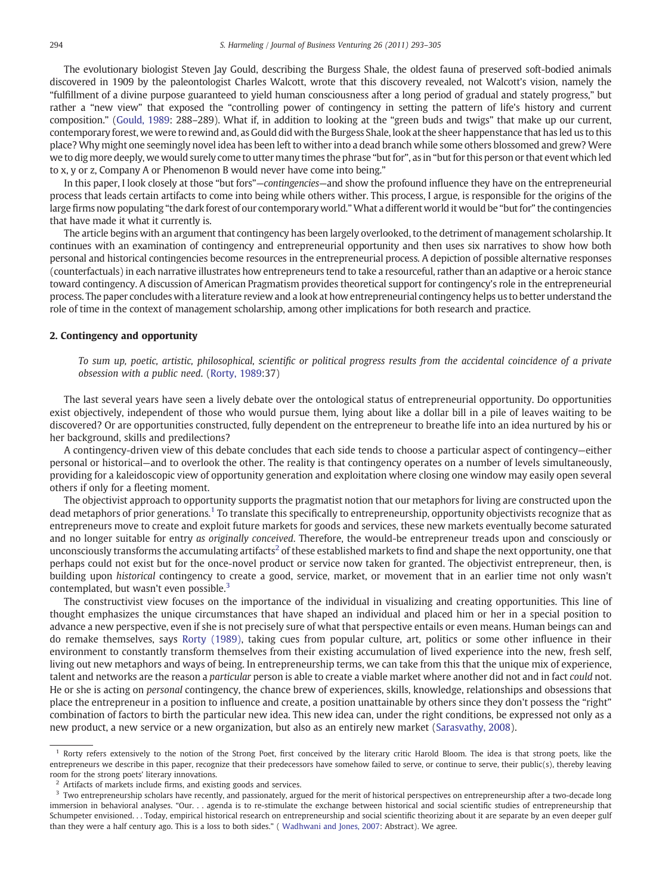The evolutionary biologist Steven Jay Gould, describing the Burgess Shale, the oldest fauna of preserved soft-bodied animals discovered in 1909 by the paleontologist Charles Walcott, wrote that this discovery revealed, not Walcott's vision, namely the "fulfillment of a divine purpose guaranteed to yield human consciousness after a long period of gradual and stately progress," but rather a "new view" that exposed the "controlling power of contingency in setting the pattern of life's history and current composition." (Gould, 1989: 288–289). What if, in addition to looking at the "green buds and twigs" that make up our current, contemporary forest, we were to rewind and, as Gould did with the Burgess Shale, look at the sheer happenstance that has led us to this place? Why might one seemingly novel idea has been left to wither into a dead branch while some others blossomed and grew? Were we to dig more deeply, we would surely come to utter many times the phrase "but for", as in "but for this person or that event which led to x, y or z, Company A or Phenomenon B would never have come into being."

In this paper, I look closely at those "but fors"—*contingencies*—and show the profound influence they have on the entrepreneurial process that leads certain artifacts to come into being while others wither. This process, I argue, is responsible for the origins of the large firms now populating "the dark forest of our contemporary world." What a different world it would be "but for" the contingencies that have made it what it currently is.

The article begins with an argument that contingency has been largely overlooked, to the detriment of management scholarship. It continues with an examination of contingency and entrepreneurial opportunity and then uses six narratives to show how both personal and historical contingencies become resources in the entrepreneurial process. A depiction of possible alternative responses (counterfactuals) in each narrative illustrates how entrepreneurs tend to take a resourceful, rather than an adaptive or a heroic stance toward contingency. A discussion of American Pragmatism provides theoretical support for contingency's role in the entrepreneurial process. The paper concludes with a literature review and a look at how entrepreneurial contingency helps us to better understand the role of time in the context of management scholarship, among other implications for both research and practice.

## 2. Contingency and opportunity

> *To sum up, poetic, artistic, philosophical, scientific or political progress results from the accidental coincidence of a private obsession with a public need.* (Rorty, 1989:37)

The last several years have seen a lively debate over the ontological status of entrepreneurial opportunity. Do opportunities exist objectively, independent of those who would pursue them, lying about like a dollar bill in a pile of leaves waiting to be discovered? Or are opportunities constructed, fully dependent on the entrepreneur to breathe life into an idea nurtured by his or her background, skills and predilections?

A contingency-driven view of this debate concludes that each side tends to choose a particular aspect of contingency—either personal or historical—and to overlook the other. The reality is that contingency operates on a number of levels simultaneously, providing for a kaleidoscopic view of opportunity generation and exploitation where closing one window may easily open several others if only for a fleeting moment.

The objectivist approach to opportunity supports the pragmatist notion that our metaphors for living are constructed upon the dead metaphors of prior generations.[1] To translate this specifically to entrepreneurship, opportunity objectivists recognize that as entrepreneurs move to create and exploit future markets for goods and services, these new markets eventually become saturated and no longer suitable for entry *as originally conceived*. Therefore, the would-be entrepreneur treads upon and consciously or unconsciously transforms the accumulating artifacts[2] of these established markets to find and shape the next opportunity, one that perhaps could not exist but for the once-novel product or service now taken for granted. The objectivist entrepreneur, then, is building upon *historical* contingency to create a good, service, market, or movement that in an earlier time not only wasn't contemplated, but wasn't even possible.[3]

The constructivist view focuses on the importance of the individual in visualizing and creating opportunities. This line of thought emphasizes the unique circumstances that have shaped an individual and placed him or her in a special position to advance a new perspective, even if she is not precisely sure of what that perspective entails or even means. Human beings can and do remake themselves, says Rorty (1989), taking cues from popular culture, art, politics or some other influence in their environment to constantly transform themselves from their existing accumulation of lived experience into the new, fresh self, living out new metaphors and ways of being. In entrepreneurship terms, we can take from this that the unique mix of experience, talent and networks are the reason a *particular* person is able to create a viable market where another did not and in fact *could* not. He or she is acting on *personal* contingency, the chance brew of experiences, skills, knowledge, relationships and obsessions that place the entrepreneur in a position to influence and create, a position unattainable by others since they don't possess the "right" combination of factors to birth the particular new idea. This new idea can, under the right conditions, be expressed not only as a new product, a new service or a new organization, but also as an entirely new market (Sarasvathy, 2008).

---

[1] Rorty refers extensively to the notion of the Strong Poet, first conceived by the literary critic Harold Bloom. The idea is that strong poets, like the entrepreneurs we describe in this paper, recognize that their predecessors have somehow failed to serve, or continue to serve, their public(s), thereby leaving room for the strong poets' literary innovations.

[2] Artifacts of markets include firms, and existing goods and services.

[3] Two entrepreneurship scholars have recently, and passionately, argued for the merit of historical perspectives on entrepreneurship after a two-decade long immersion in behavioral analyses. "Our. . . agenda is to re-stimulate the exchange between historical and social scientific studies of entrepreneurship that Schumpeter envisioned. . . Today, empirical historical research on entrepreneurship and social scientific theorizing about it are separate by an even deeper gulf than they were a half century ago. This is a loss to both sides." ( Wadhwani and Jones, 2007: Abstract). We agree.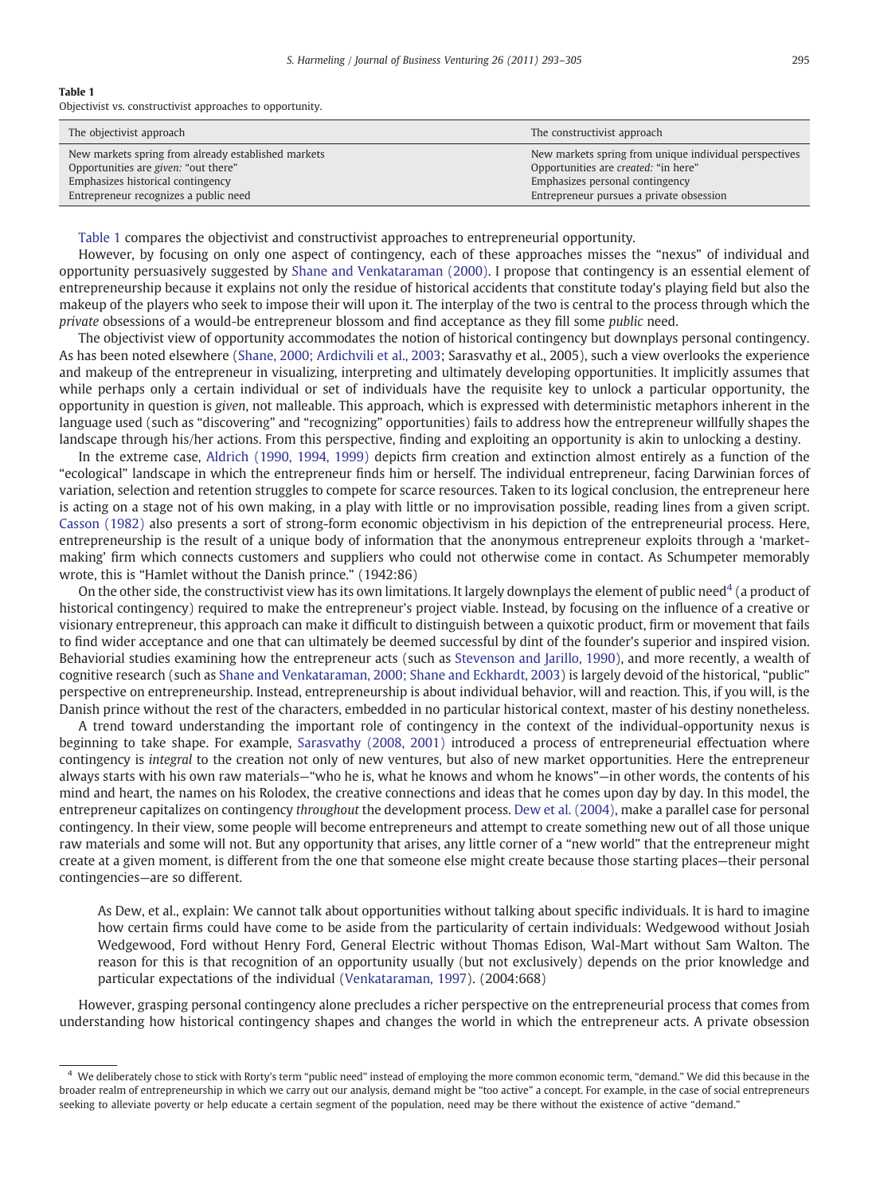**Table 1**
Objectivist vs. constructivist approaches to opportunity.

| The objectivist approach | The constructivist approach |
|---|---|
| New markets spring from already established markets | New markets spring from unique individual perspectives |
| Opportunities are *given*: "out there" | Opportunities are *created*: "in here" |
| Emphasizes historical contingency | Emphasizes personal contingency |
| Entrepreneur recognizes a public need | Entrepreneur pursues a private obsession |

Table 1 compares the objectivist and constructivist approaches to entrepreneurial opportunity.

However, by focusing on only one aspect of contingency, each of these approaches misses the "nexus" of individual and opportunity persuasively suggested by Shane and Venkataraman (2000). I propose that contingency is an essential element of entrepreneurship because it explains not only the residue of historical accidents that constitute today's playing field but also the makeup of the players who seek to impose their will upon it. The interplay of the two is central to the process through which the *private* obsessions of a would-be entrepreneur blossom and find acceptance as they fill some *public* need.

The objectivist view of opportunity accommodates the notion of historical contingency but downplays personal contingency. As has been noted elsewhere (Shane, 2000; Ardichvili et al., 2003; Sarasvathy et al., 2005), such a view overlooks the experience and makeup of the entrepreneur in visualizing, interpreting and ultimately developing opportunities. It implicitly assumes that while perhaps only a certain individual or set of individuals have the requisite key to unlock a particular opportunity, the opportunity in question is *given*, not malleable. This approach, which is expressed with deterministic metaphors inherent in the language used (such as "discovering" and "recognizing" opportunities) fails to address how the entrepreneur willfully shapes the landscape through his/her actions. From this perspective, finding and exploiting an opportunity is akin to unlocking a destiny.

In the extreme case, Aldrich (1990, 1994, 1999) depicts firm creation and extinction almost entirely as a function of the "ecological" landscape in which the entrepreneur finds him or herself. The individual entrepreneur, facing Darwinian forces of variation, selection and retention struggles to compete for scarce resources. Taken to its logical conclusion, the entrepreneur here is acting on a stage not of his own making, in a play with little or no improvisation possible, reading lines from a given script. Casson (1982) also presents a sort of strong-form economic objectivism in his depiction of the entrepreneurial process. Here, entrepreneurship is the result of a unique body of information that the anonymous entrepreneur exploits through a 'market-making' firm which connects customers and suppliers who could not otherwise come in contact. As Schumpeter memorably wrote, this is "Hamlet without the Danish prince." (1942:86)

On the other side, the constructivist view has its own limitations. It largely downplays the element of public need[4] (a product of historical contingency) required to make the entrepreneur's project viable. Instead, by focusing on the influence of a creative or visionary entrepreneur, this approach can make it difficult to distinguish between a quixotic product, firm or movement that fails to find wider acceptance and one that can ultimately be deemed successful by dint of the founder's superior and inspired vision. Behaviorial studies examining how the entrepreneur acts (such as Stevenson and Jarillo, 1990), and more recently, a wealth of cognitive research (such as Shane and Venkataraman, 2000; Shane and Eckhardt, 2003) is largely devoid of the historical, "public" perspective on entrepreneurship. Instead, entrepreneurship is about individual behavior, will and reaction. This, if you will, is the Danish prince without the rest of the characters, embedded in no particular historical context, master of his destiny nonetheless.

A trend toward understanding the important role of contingency in the context of the individual-opportunity nexus is beginning to take shape. For example, Sarasvathy (2008, 2001) introduced a process of entrepreneurial effectuation where contingency is *integral* to the creation not only of new ventures, but also of new market opportunities. Here the entrepreneur always starts with his own raw materials—"who he is, what he knows and whom he knows"—in other words, the contents of his mind and heart, the names on his Rolodex, the creative connections and ideas that he comes upon day by day. In this model, the entrepreneur capitalizes on contingency *throughout* the development process. Dew et al. (2004), make a parallel case for personal contingency. In their view, some people will become entrepreneurs and attempt to create something new out of all those unique raw materials and some will not. But any opportunity that arises, any little corner of a "new world" that the entrepreneur might create at a given moment, is different from the one that someone else might create because those starting places—their personal contingencies—are so different.

> As Dew, et al., explain: We cannot talk about opportunities without talking about specific individuals. It is hard to imagine how certain firms could have come to be aside from the particularity of certain individuals: Wedgewood without Josiah Wedgewood, Ford without Henry Ford, General Electric without Thomas Edison, Wal-Mart without Sam Walton. The reason for this is that recognition of an opportunity usually (but not exclusively) depends on the prior knowledge and particular expectations of the individual (Venkataraman, 1997). (2004:668)

However, grasping personal contingency alone precludes a richer perspective on the entrepreneurial process that comes from understanding how historical contingency shapes and changes the world in which the entrepreneur acts. A private obsession

[4] We deliberately chose to stick with Rorty's term "public need" instead of employing the more common economic term, "demand." We did this because in the broader realm of entrepreneurship in which we carry out our analysis, demand might be "too active" a concept. For example, in the case of social entrepreneurs seeking to alleviate poverty or help educate a certain segment of the population, need may be there without the existence of active "demand."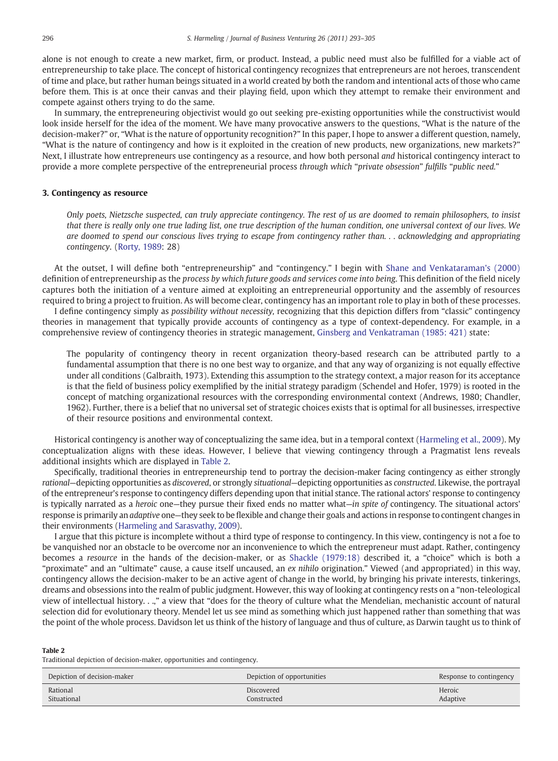alone is not enough to create a new market, firm, or product. Instead, a public need must also be fulfilled for a viable act of entrepreneurship to take place. The concept of historical contingency recognizes that entrepreneurs are not heroes, transcendent of time and place, but rather human beings situated in a world created by both the random and intentional acts of those who came before them. This is at once their canvas and their playing field, upon which they attempt to remake their environment and compete against others trying to do the same.

In summary, the entrepreneuring objectivist would go out seeking pre-existing opportunities while the constructivist would look inside herself for the idea of the moment. We have many provocative answers to the questions, "What is the nature of the decision-maker?" or, "What is the nature of opportunity recognition?" In this paper, I hope to answer a different question, namely, "What is the nature of contingency and how is it exploited in the creation of new products, new organizations, new markets?" Next, I illustrate how entrepreneurs use contingency as a resource, and how both personal *and* historical contingency interact to provide a more complete perspective of the entrepreneurial process *through which "private obsession" fulfills "public need."*

## 3. Contingency as resource

> *Only poets, Nietzsche suspected, can truly appreciate contingency. The rest of us are doomed to remain philosophers, to insist that there is really only one true lading list, one true description of the human condition, one universal context of our lives. We are doomed to spend our conscious lives trying to escape from contingency rather than. . . acknowledging and appropriating contingency*. (Rorty, 1989: 28)

At the outset, I will define both "entrepreneurship" and "contingency." I begin with Shane and Venkataraman's (2000) definition of entrepreneurship as the *process by which future goods and services come into being.* This definition of the field nicely captures both the initiation of a venture aimed at exploiting an entrepreneurial opportunity and the assembly of resources required to bring a project to fruition. As will become clear, contingency has an important role to play in both of these processes.

I define contingency simply as *possibility without necessity,* recognizing that this depiction differs from "classic" contingency theories in management that typically provide accounts of contingency as a type of context-dependency. For example, in a comprehensive review of contingency theories in strategic management, Ginsberg and Venkatraman (1985: 421) state:

> The popularity of contingency theory in recent organization theory-based research can be attributed partly to a fundamental assumption that there is no one best way to organize, and that any way of organizing is not equally effective under all conditions (Galbraith, 1973). Extending this assumption to the strategy context, a major reason for its acceptance is that the field of business policy exemplified by the initial strategy paradigm (Schendel and Hofer, 1979) is rooted in the concept of matching organizational resources with the corresponding environmental context (Andrews, 1980; Chandler, 1962). Further, there is a belief that no universal set of strategic choices exists that is optimal for all businesses, irrespective of their resource positions and environmental context.

Historical contingency is another way of conceptualizing the same idea, but in a temporal context (Harmeling et al., 2009). My conceptualization aligns with these ideas. However, I believe that viewing contingency through a Pragmatist lens reveals additional insights which are displayed in Table 2.

Specifically, traditional theories in entrepreneurship tend to portray the decision-maker facing contingency as either strongly *rational*—depicting opportunities as *discovered*, or strongly *situational*—depicting opportunities as *constructed*. Likewise, the portrayal of the entrepreneur's response to contingency differs depending upon that initial stance. The rational actors' response to contingency is typically narrated as a *heroic* one—they pursue their fixed ends no matter what—*in spite of* contingency. The situational actors' response is primarily an *adaptive* one—they seek to be flexible and change their goals and actions in response to contingent changes in their environments (Harmeling and Sarasvathy, 2009).

I argue that this picture is incomplete without a third type of response to contingency. In this view, contingency is not a foe to be vanquished nor an obstacle to be overcome nor an inconvenience to which the entrepreneur must adapt. Rather, contingency becomes a *resource* in the hands of the decision-maker, or as Shackle (1979:18) described it, a "choice" which is both a "proximate" and an "ultimate" cause, a cause itself uncaused, an *ex nihilo* origination." Viewed (and appropriated) in this way, contingency allows the decision-maker to be an active agent of change in the world, by bringing his private interests, tinkerings, dreams and obsessions into the realm of public judgment. However, this way of looking at contingency rests on a "non-teleological view of intellectual history. . .," a view that "does for the theory of culture what the Mendelian, mechanistic account of natural selection did for evolutionary theory. Mendel let us see mind as something which just happened rather than something that was the point of the whole process. Davidson let us think of the history of language and thus of culture, as Darwin taught us to think of

**Table 2**
Traditional depiction of decision-maker, opportunities and contingency.

| Depiction of decision-maker | Depiction of opportunities | Response to contingency |
|---|---|---|
| Rational | Discovered | Heroic |
| Situational | Constructed | Adaptive |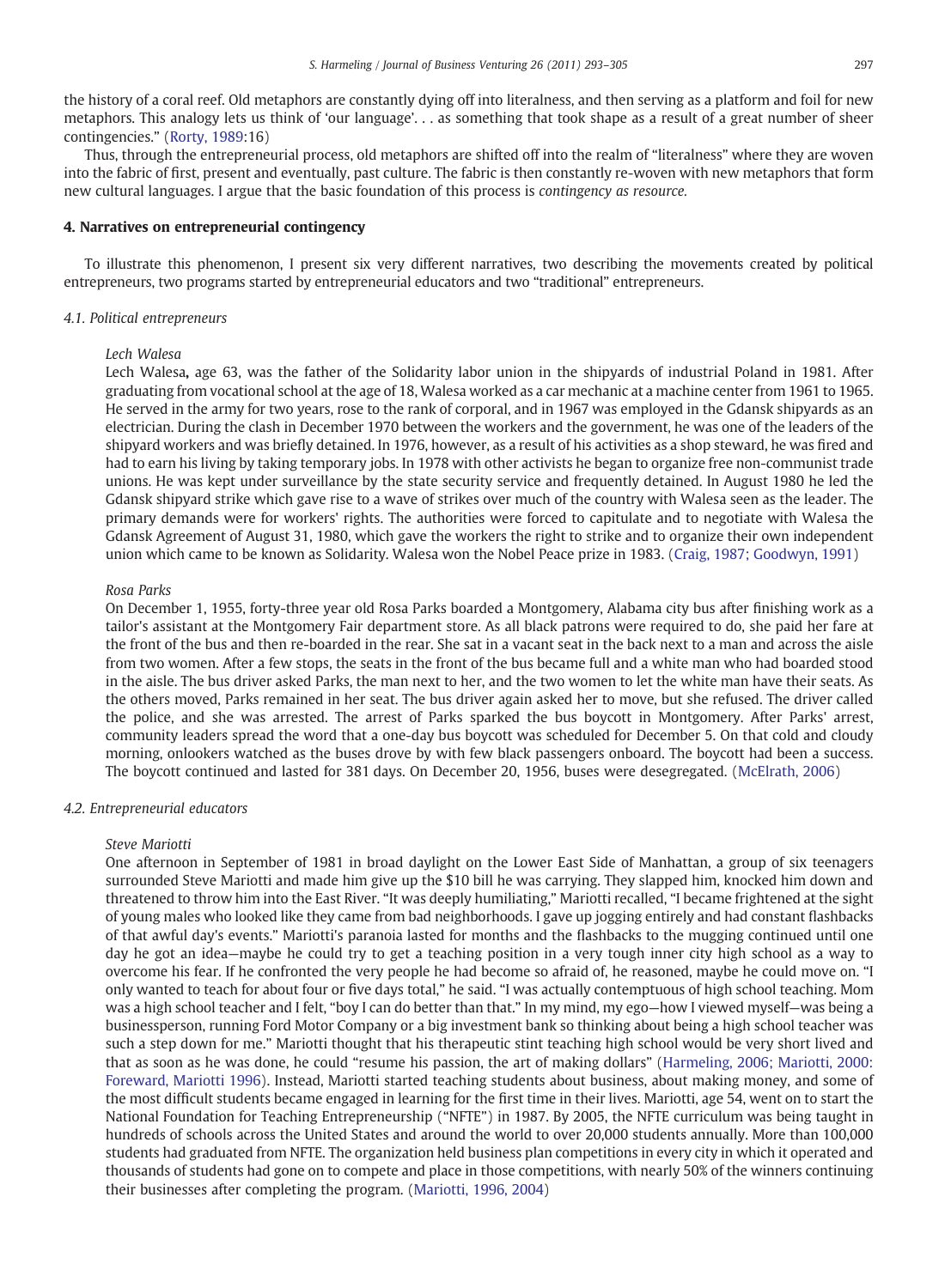the history of a coral reef. Old metaphors are constantly dying off into literalness, and then serving as a platform and foil for new metaphors. This analogy lets us think of 'our language'. . . as something that took shape as a result of a great number of sheer contingencies." (Rorty, 1989:16)

Thus, through the entrepreneurial process, old metaphors are shifted off into the realm of "literalness" where they are woven into the fabric of first, present and eventually, past culture. The fabric is then constantly re-woven with new metaphors that form new cultural languages. I argue that the basic foundation of this process is *contingency as resource.*

## 4. Narratives on entrepreneurial contingency

To illustrate this phenomenon, I present six very different narratives, two describing the movements created by political entrepreneurs, two programs started by entrepreneurial educators and two "traditional" entrepreneurs.

### *4.1. Political entrepreneurs*

> *Lech Walesa*
>
> Lech Walesa**,** age 63, was the father of the Solidarity labor union in the shipyards of industrial Poland in 1981. After graduating from vocational school at the age of 18, Walesa worked as a car mechanic at a machine center from 1961 to 1965. He served in the army for two years, rose to the rank of corporal, and in 1967 was employed in the Gdansk shipyards as an electrician. During the clash in December 1970 between the workers and the government, he was one of the leaders of the shipyard workers and was briefly detained. In 1976, however, as a result of his activities as a shop steward, he was fired and had to earn his living by taking temporary jobs. In 1978 with other activists he began to organize free non-communist trade unions. He was kept under surveillance by the state security service and frequently detained. In August 1980 he led the Gdansk shipyard strike which gave rise to a wave of strikes over much of the country with Walesa seen as the leader. The primary demands were for workers' rights. The authorities were forced to capitulate and to negotiate with Walesa the Gdansk Agreement of August 31, 1980, which gave the workers the right to strike and to organize their own independent union which came to be known as Solidarity. Walesa won the Nobel Peace prize in 1983. (Craig, 1987; Goodwyn, 1991)
>
> *Rosa Parks*
>
> On December 1, 1955, forty-three year old Rosa Parks boarded a Montgomery, Alabama city bus after finishing work as a tailor's assistant at the Montgomery Fair department store. As all black patrons were required to do, she paid her fare at the front of the bus and then re-boarded in the rear. She sat in a vacant seat in the back next to a man and across the aisle from two women. After a few stops, the seats in the front of the bus became full and a white man who had boarded stood in the aisle. The bus driver asked Parks, the man next to her, and the two women to let the white man have their seats. As the others moved, Parks remained in her seat. The bus driver again asked her to move, but she refused. The driver called the police, and she was arrested. The arrest of Parks sparked the bus boycott in Montgomery. After Parks' arrest, community leaders spread the word that a one-day bus boycott was scheduled for December 5. On that cold and cloudy morning, onlookers watched as the buses drove by with few black passengers onboard. The boycott had been a success. The boycott continued and lasted for 381 days. On December 20, 1956, buses were desegregated. (McElrath, 2006)

### *4.2. Entrepreneurial educators*

> *Steve Mariotti*
>
> One afternoon in September of 1981 in broad daylight on the Lower East Side of Manhattan, a group of six teenagers surrounded Steve Mariotti and made him give up the $10 bill he was carrying. They slapped him, knocked him down and threatened to throw him into the East River. "It was deeply humiliating," Mariotti recalled, "I became frightened at the sight of young males who looked like they came from bad neighborhoods. I gave up jogging entirely and had constant flashbacks of that awful day's events." Mariotti's paranoia lasted for months and the flashbacks to the mugging continued until one day he got an idea—maybe he could try to get a teaching position in a very tough inner city high school as a way to overcome his fear. If he confronted the very people he had become so afraid of, he reasoned, maybe he could move on. "I only wanted to teach for about four or five days total," he said. "I was actually contemptuous of high school teaching. Mom was a high school teacher and I felt, "boy I can do better than that." In my mind, my ego—how I viewed myself—was being a businessperson, running Ford Motor Company or a big investment bank so thinking about being a high school teacher was such a step down for me." Mariotti thought that his therapeutic stint teaching high school would be very short lived and that as soon as he was done, he could "resume his passion, the art of making dollars" (Harmeling, 2006; Mariotti, 2000: Foreward, Mariotti 1996). Instead, Mariotti started teaching students about business, about making money, and some of the most difficult students became engaged in learning for the first time in their lives. Mariotti, age 54, went on to start the National Foundation for Teaching Entrepreneurship ("NFTE") in 1987. By 2005, the NFTE curriculum was being taught in hundreds of schools across the United States and around the world to over 20,000 students annually. More than 100,000 students had graduated from NFTE. The organization held business plan competitions in every city in which it operated and thousands of students had gone on to compete and place in those competitions, with nearly 50% of the winners continuing their businesses after completing the program. (Mariotti, 1996, 2004)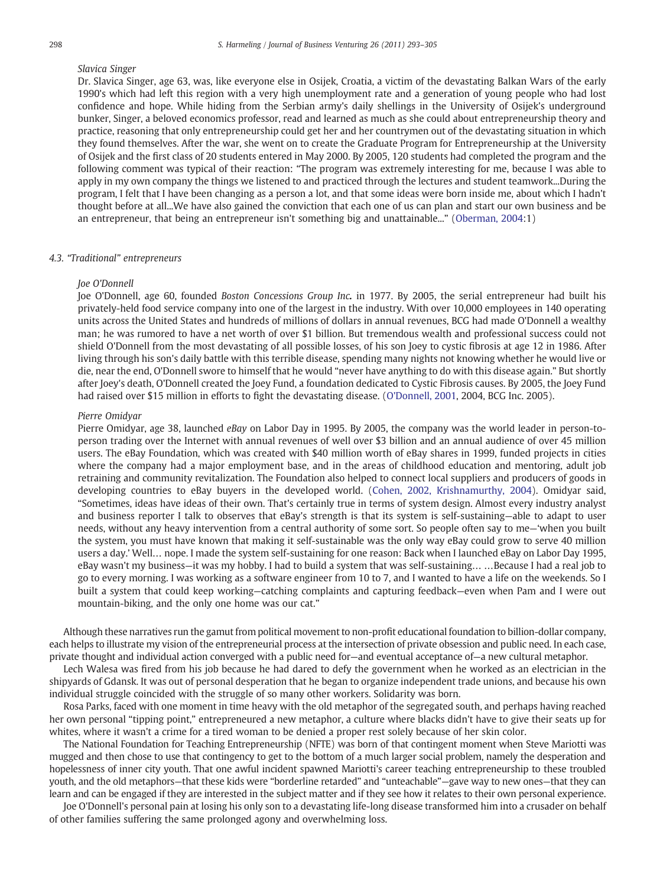*Slavica Singer*

Dr. Slavica Singer, age 63, was, like everyone else in Osijek, Croatia, a victim of the devastating Balkan Wars of the early 1990's which had left this region with a very high unemployment rate and a generation of young people who had lost confidence and hope. While hiding from the Serbian army's daily shellings in the University of Osijek's underground bunker, Singer, a beloved economics professor, read and learned as much as she could about entrepreneurship theory and practice, reasoning that only entrepreneurship could get her and her countrymen out of the devastating situation in which they found themselves. After the war, she went on to create the Graduate Program for Entrepreneurship at the University of Osijek and the first class of 20 students entered in May 2000. By 2005, 120 students had completed the program and the following comment was typical of their reaction: "The program was extremely interesting for me, because I was able to apply in my own company the things we listened to and practiced through the lectures and student teamwork...During the program, I felt that I have been changing as a person a lot, and that some ideas were born inside me, about which I hadn't thought before at all...We have also gained the conviction that each one of us can plan and start our own business and be an entrepreneur, that being an entrepreneur isn't something big and unattainable..." (Oberman, 2004:1)

### 4.3. "Traditional" entrepreneurs

*Joe O'Donnell*

Joe O'Donnell, age 60, founded *Boston Concessions Group Inc.* in 1977. By 2005, the serial entrepreneur had built his privately-held food service company into one of the largest in the industry. With over 10,000 employees in 140 operating units across the United States and hundreds of millions of dollars in annual revenues, BCG had made O'Donnell a wealthy man; he was rumored to have a net worth of over $1 billion. But tremendous wealth and professional success could not shield O'Donnell from the most devastating of all possible losses, of his son Joey to cystic fibrosis at age 12 in 1986. After living through his son's daily battle with this terrible disease, spending many nights not knowing whether he would live or die, near the end, O'Donnell swore to himself that he would "never have anything to do with this disease again." But shortly after Joey's death, O'Donnell created the Joey Fund, a foundation dedicated to Cystic Fibrosis causes. By 2005, the Joey Fund had raised over $15 million in efforts to fight the devastating disease. (O'Donnell, 2001, 2004, BCG Inc. 2005).

*Pierre Omidyar*

Pierre Omidyar, age 38, launched *eBay* on Labor Day in 1995. By 2005, the company was the world leader in person-to-person trading over the Internet with annual revenues of well over $3 billion and an annual audience of over 45 million users. The eBay Foundation, which was created with $40 million worth of eBay shares in 1999, funded projects in cities where the company had a major employment base, and in the areas of childhood education and mentoring, adult job retraining and community revitalization. The Foundation also helped to connect local suppliers and producers of goods in developing countries to eBay buyers in the developed world. (Cohen, 2002, Krishnamurthy, 2004). Omidyar said, "Sometimes, ideas have ideas of their own. That's certainly true in terms of system design. Almost every industry analyst and business reporter I talk to observes that eBay's strength is that its system is self-sustaining—able to adapt to user needs, without any heavy intervention from a central authority of some sort. So people often say to me—'when you built the system, you must have known that making it self-sustainable was the only way eBay could grow to serve 40 million users a day.' Well… nope. I made the system self-sustaining for one reason: Back when I launched eBay on Labor Day 1995, eBay wasn't my business—it was my hobby. I had to build a system that was self-sustaining… …Because I had a real job to go to every morning. I was working as a software engineer from 10 to 7, and I wanted to have a life on the weekends. So I built a system that could keep working—catching complaints and capturing feedback—even when Pam and I were out mountain-biking, and the only one home was our cat."

Although these narratives run the gamut from political movement to non-profit educational foundation to billion-dollar company, each helps to illustrate my vision of the entrepreneurial process at the intersection of private obsession and public need. In each case, private thought and individual action converged with a public need for—and eventual acceptance of—a new cultural metaphor.

Lech Walesa was fired from his job because he had dared to defy the government when he worked as an electrician in the shipyards of Gdansk. It was out of personal desperation that he began to organize independent trade unions, and because his own individual struggle coincided with the struggle of so many other workers. Solidarity was born.

Rosa Parks, faced with one moment in time heavy with the old metaphor of the segregated south, and perhaps having reached her own personal "tipping point," entrepreneured a new metaphor, a culture where blacks didn't have to give their seats up for whites, where it wasn't a crime for a tired woman to be denied a proper rest solely because of her skin color.

The National Foundation for Teaching Entrepreneurship (NFTE) was born of that contingent moment when Steve Mariotti was mugged and then chose to use that contingency to get to the bottom of a much larger social problem, namely the desperation and hopelessness of inner city youth. That one awful incident spawned Mariotti's career teaching entrepreneurship to these troubled youth, and the old metaphors—that these kids were "borderline retarded" and "unteachable"—gave way to new ones—that they can learn and can be engaged if they are interested in the subject matter and if they see how it relates to their own personal experience.

Joe O'Donnell's personal pain at losing his only son to a devastating life-long disease transformed him into a crusader on behalf of other families suffering the same prolonged agony and overwhelming loss.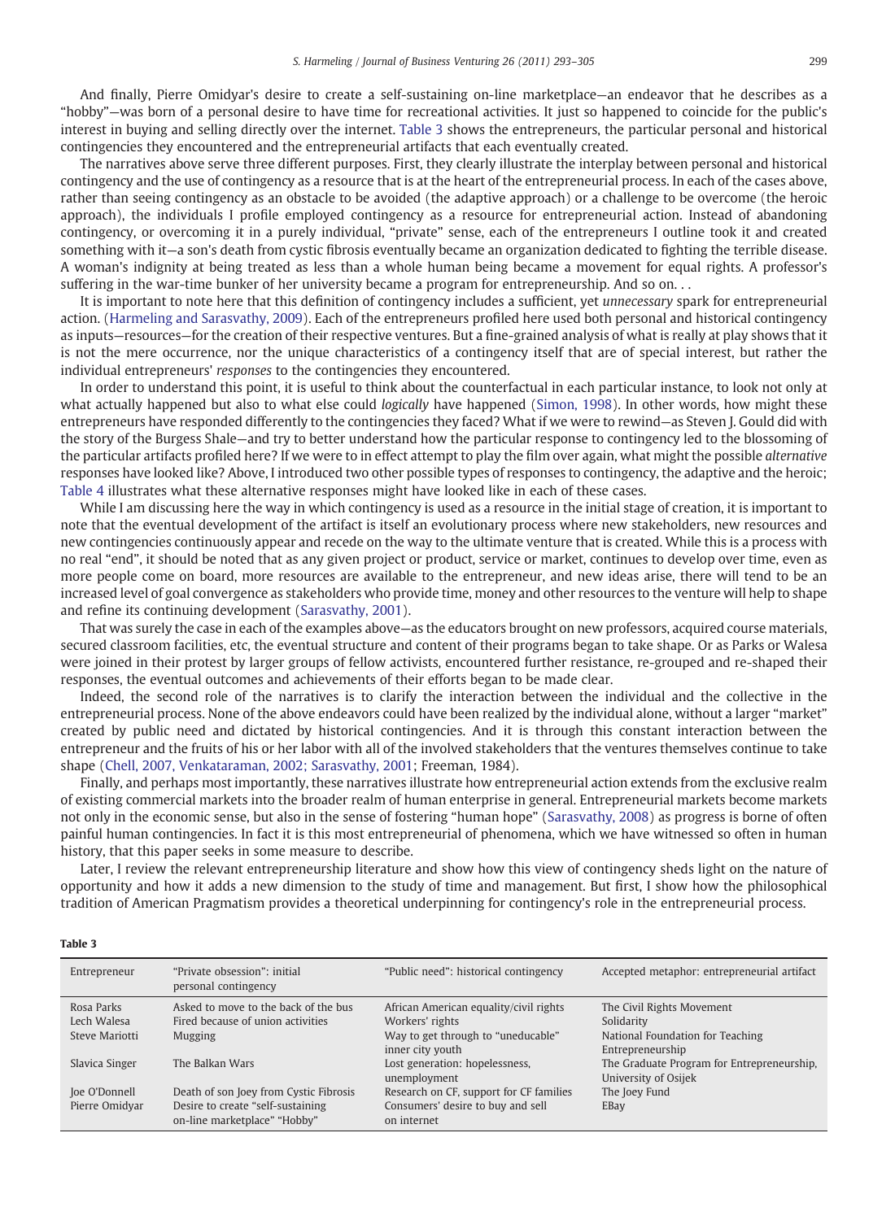And finally, Pierre Omidyar's desire to create a self-sustaining on-line marketplace—an endeavor that he describes as a "hobby"—was born of a personal desire to have time for recreational activities. It just so happened to coincide for the public's interest in buying and selling directly over the internet. Table 3 shows the entrepreneurs, the particular personal and historical contingencies they encountered and the entrepreneurial artifacts that each eventually created.

The narratives above serve three different purposes. First, they clearly illustrate the interplay between personal and historical contingency and the use of contingency as a resource that is at the heart of the entrepreneurial process. In each of the cases above, rather than seeing contingency as an obstacle to be avoided (the adaptive approach) or a challenge to be overcome (the heroic approach), the individuals I profile employed contingency as a resource for entrepreneurial action. Instead of abandoning contingency, or overcoming it in a purely individual, "private" sense, each of the entrepreneurs I outline took it and created something with it—a son's death from cystic fibrosis eventually became an organization dedicated to fighting the terrible disease. A woman's indignity at being treated as less than a whole human being became a movement for equal rights. A professor's suffering in the war-time bunker of her university became a program for entrepreneurship. And so on. . .

It is important to note here that this definition of contingency includes a sufficient, yet *unnecessary* spark for entrepreneurial action. (Harmeling and Sarasvathy, 2009). Each of the entrepreneurs profiled here used both personal and historical contingency as inputs—resources—for the creation of their respective ventures. But a fine-grained analysis of what is really at play shows that it is not the mere occurrence, nor the unique characteristics of a contingency itself that are of special interest, but rather the individual entrepreneurs' *responses* to the contingencies they encountered.

In order to understand this point, it is useful to think about the counterfactual in each particular instance, to look not only at what actually happened but also to what else could *logically* have happened (Simon, 1998). In other words, how might these entrepreneurs have responded differently to the contingencies they faced? What if we were to rewind—as Steven J. Gould did with the story of the Burgess Shale—and try to better understand how the particular response to contingency led to the blossoming of the particular artifacts profiled here? If we were to in effect attempt to play the film over again, what might the possible *alternative* responses have looked like? Above, I introduced two other possible types of responses to contingency, the adaptive and the heroic; Table 4 illustrates what these alternative responses might have looked like in each of these cases.

While I am discussing here the way in which contingency is used as a resource in the initial stage of creation, it is important to note that the eventual development of the artifact is itself an evolutionary process where new stakeholders, new resources and new contingencies continuously appear and recede on the way to the ultimate venture that is created. While this is a process with no real "end", it should be noted that as any given project or product, service or market, continues to develop over time, even as more people come on board, more resources are available to the entrepreneur, and new ideas arise, there will tend to be an increased level of goal convergence as stakeholders who provide time, money and other resources to the venture will help to shape and refine its continuing development (Sarasvathy, 2001).

That was surely the case in each of the examples above—as the educators brought on new professors, acquired course materials, secured classroom facilities, etc, the eventual structure and content of their programs began to take shape. Or as Parks or Walesa were joined in their protest by larger groups of fellow activists, encountered further resistance, re-grouped and re-shaped their responses, the eventual outcomes and achievements of their efforts began to be made clear.

Indeed, the second role of the narratives is to clarify the interaction between the individual and the collective in the entrepreneurial process. None of the above endeavors could have been realized by the individual alone, without a larger "market" created by public need and dictated by historical contingencies. And it is through this constant interaction between the entrepreneur and the fruits of his or her labor with all of the involved stakeholders that the ventures themselves continue to take shape (Chell, 2007, Venkataraman, 2002; Sarasvathy, 2001; Freeman, 1984).

Finally, and perhaps most importantly, these narratives illustrate how entrepreneurial action extends from the exclusive realm of existing commercial markets into the broader realm of human enterprise in general. Entrepreneurial markets become markets not only in the economic sense, but also in the sense of fostering "human hope" (Sarasvathy, 2008) as progress is borne of often painful human contingencies. In fact it is this most entrepreneurial of phenomena, which we have witnessed so often in human history, that this paper seeks in some measure to describe.

Later, I review the relevant entrepreneurship literature and show how this view of contingency sheds light on the nature of opportunity and how it adds a new dimension to the study of time and management. But first, I show how the philosophical tradition of American Pragmatism provides a theoretical underpinning for contingency's role in the entrepreneurial process.

**Table 3**

| Entrepreneur | "Private obsession": initial personal contingency | "Public need": historical contingency | Accepted metaphor: entrepreneurial artifact |
|---|---|---|---|
| Rosa Parks | Asked to move to the back of the bus | African American equality/civil rights | The Civil Rights Movement |
| Lech Walesa | Fired because of union activities | Workers' rights | Solidarity |
| Steve Mariotti | Mugging | Way to get through to "uneducable" inner city youth | National Foundation for Teaching Entrepreneurship |
| Slavica Singer | The Balkan Wars | Lost generation: hopelessness, unemployment | The Graduate Program for Entrepreneurship, University of Osijek |
| Joe O'Donnell | Death of son Joey from Cystic Fibrosis | Research on CF, support for CF families | The Joey Fund |
| Pierre Omidyar | Desire to create "self-sustaining on-line marketplace" "Hobby" | Consumers' desire to buy and sell on internet | EBay |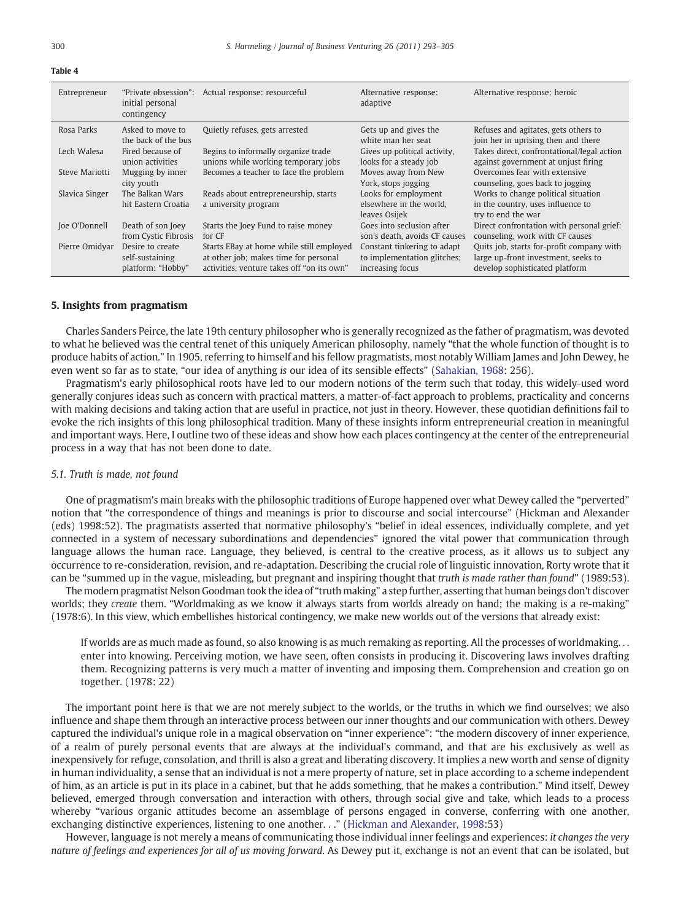**Table 4**

| Entrepreneur | "Private obsession": initial personal contingency | Actual response: resourceful | Alternative response: adaptive | Alternative response: heroic |
|---|---|---|---|---|
| Rosa Parks | Asked to move to the back of the bus | Quietly refuses, gets arrested | Gets up and gives the white man her seat | Refuses and agitates, gets others to join her in uprising then and there |
| Lech Walesa | Fired because of union activities | Begins to informally organize trade unions while working temporary jobs | Gives up political activity, looks for a steady job | Takes direct, confrontational/legal action against government at unjust firing |
| Steve Mariotti | Mugging by inner city youth | Becomes a teacher to face the problem | Moves away from New York, stops jogging | Overcomes fear with extensive counseling, goes back to jogging |
| Slavica Singer | The Balkan Wars hit Eastern Croatia | Reads about entrepreneurship, starts a university program | Looks for employment elsewhere in the world, leaves Osijek | Works to change political situation in the country, uses influence to try to end the war |
| Joe O'Donnell | Death of son Joey from Cystic Fibrosis | Starts the Joey Fund to raise money for CF | Goes into seclusion after son's death, avoids CF causes | Direct confrontation with personal grief: counseling, work with CF causes |
| Pierre Omidyar | Desire to create self-sustaining platform: "Hobby" | Starts EBay at home while still employed at other job; makes time for personal activities, venture takes off "on its own" | Constant tinkering to adapt to implementation glitches; increasing focus | Quits job, starts for-profit company with large up-front investment, seeks to develop sophisticated platform |

## 5. Insights from pragmatism

Charles Sanders Peirce, the late 19th century philosopher who is generally recognized as the father of pragmatism, was devoted to what he believed was the central tenet of this uniquely American philosophy, namely "that the whole function of thought is to produce habits of action." In 1905, referring to himself and his fellow pragmatists, most notably William James and John Dewey, he even went so far as to state, "our idea of anything *is* our idea of its sensible effects" (Sahakian, 1968: 256).

Pragmatism's early philosophical roots have led to our modern notions of the term such that today, this widely-used word generally conjures ideas such as concern with practical matters, a matter-of-fact approach to problems, practicality and concerns with making decisions and taking action that are useful in practice, not just in theory. However, these quotidian definitions fail to evoke the rich insights of this long philosophical tradition. Many of these insights inform entrepreneurial creation in meaningful and important ways. Here, I outline two of these ideas and show how each places contingency at the center of the entrepreneurial process in a way that has not been done to date.

### 5.1. Truth is made, not found

One of pragmatism's main breaks with the philosophic traditions of Europe happened over what Dewey called the "perverted" notion that "the correspondence of things and meanings is prior to discourse and social intercourse" (Hickman and Alexander (eds) 1998:52). The pragmatists asserted that normative philosophy's "belief in ideal essences, individually complete, and yet connected in a system of necessary subordinations and dependencies" ignored the vital power that communication through language allows the human race. Language, they believed, is central to the creative process, as it allows us to subject any occurrence to re-consideration, revision, and re-adaptation. Describing the crucial role of linguistic innovation, Rorty wrote that it can be "summed up in the vague, misleading, but pregnant and inspiring thought that *truth is made rather than found*" (1989:53).

The modern pragmatist Nelson Goodman took the idea of "truth making" a step further, asserting that human beings don't discover worlds; they *create* them. "Worldmaking as we know it always starts from worlds already on hand; the making is a re-making" (1978:6). In this view, which embellishes historical contingency, we make new worlds out of the versions that already exist:

> If worlds are as much made as found, so also knowing is as much remaking as reporting. All the processes of worldmaking… enter into knowing. Perceiving motion, we have seen, often consists in producing it. Discovering laws involves drafting them. Recognizing patterns is very much a matter of inventing and imposing them. Comprehension and creation go on together. (1978: 22)

The important point here is that we are not merely subject to the worlds, or the truths in which we find ourselves; we also influence and shape them through an interactive process between our inner thoughts and our communication with others. Dewey captured the individual's unique role in a magical observation on "inner experience": "the modern discovery of inner experience, of a realm of purely personal events that are always at the individual's command, and that are his exclusively as well as inexpensively for refuge, consolation, and thrill is also a great and liberating discovery. It implies a new worth and sense of dignity in human individuality, a sense that an individual is not a mere property of nature, set in place according to a scheme independent of him, as an article is put in its place in a cabinet, but that he adds something, that he makes a contribution." Mind itself, Dewey believed, emerged through conversation and interaction with others, through social give and take, which leads to a process whereby "various organic attitudes become an assemblage of persons engaged in converse, conferring with one another, exchanging distinctive experiences, listening to one another…" (Hickman and Alexander, 1998:53)

However, language is not merely a means of communicating those individual inner feelings and experiences: *it changes the very nature of feelings and experiences for all of us moving forward*. As Dewey put it, exchange is not an event that can be isolated, but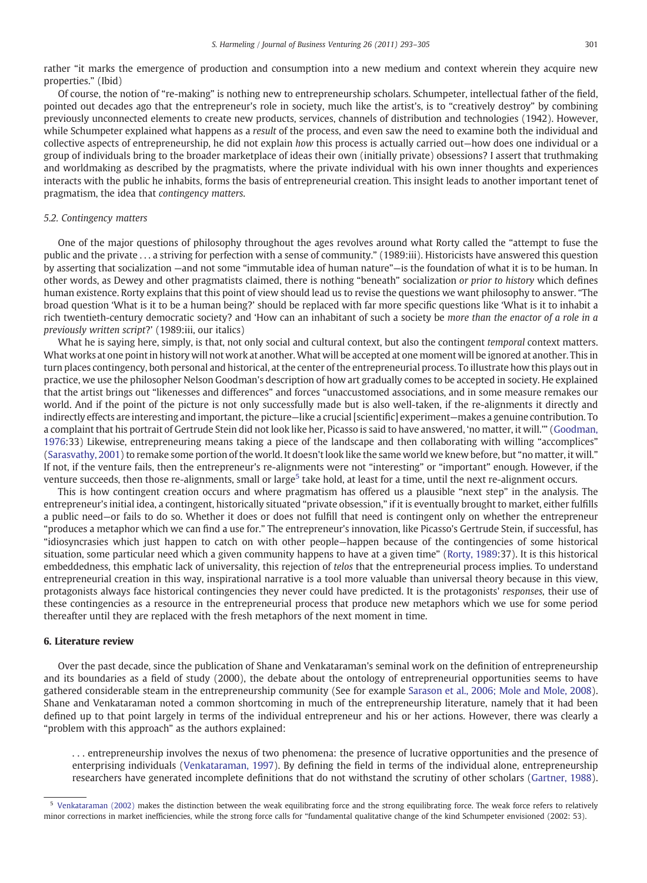rather "it marks the emergence of production and consumption into a new medium and context wherein they acquire new properties." (Ibid)

Of course, the notion of "re-making" is nothing new to entrepreneurship scholars. Schumpeter, intellectual father of the field, pointed out decades ago that the entrepreneur's role in society, much like the artist's, is to "creatively destroy" by combining previously unconnected elements to create new products, services, channels of distribution and technologies (1942). However, while Schumpeter explained what happens as a *result* of the process, and even saw the need to examine both the individual and collective aspects of entrepreneurship, he did not explain *how* this process is actually carried out—how does one individual or a group of individuals bring to the broader marketplace of ideas their own (initially private) obsessions? I assert that truthmaking and worldmaking as described by the pragmatists, where the private individual with his own inner thoughts and experiences interacts with the public he inhabits, forms the basis of entrepreneurial creation. This insight leads to another important tenet of pragmatism, the idea that *contingency matters*.

### 5.2. Contingency matters

One of the major questions of philosophy throughout the ages revolves around what Rorty called the "attempt to fuse the public and the private . . . a striving for perfection with a sense of community." (1989:iii). Historicists have answered this question by asserting that socialization —and not some "immutable idea of human nature"—is the foundation of what it is to be human. In other words, as Dewey and other pragmatists claimed, there is nothing "beneath" socialization *or prior to history* which defines human existence. Rorty explains that this point of view should lead us to revise the questions we want philosophy to answer. "The broad question 'What is it to be a human being?' should be replaced with far more specific questions like 'What is it to inhabit a rich twentieth-century democratic society? and 'How can an inhabitant of such a society be *more than the enactor of a role in a previously written script*?' (1989:iii, our italics)

What he is saying here, simply, is that, not only social and cultural context, but also the contingent *temporal* context matters. What works at one point in history will not work at another. What will be accepted at one moment will be ignored at another. This in turn places contingency, both personal and historical, at the center of the entrepreneurial process. To illustrate how this plays out in practice, we use the philosopher Nelson Goodman's description of how art gradually comes to be accepted in society. He explained that the artist brings out "likenesses and differences" and forces "unaccustomed associations, and in some measure remakes our world. And if the point of the picture is not only successfully made but is also well-taken, if the re-alignments it directly and indirectly effects are interesting and important, the picture—like a crucial [scientific] experiment—makes a genuine contribution. To a complaint that his portrait of Gertrude Stein did not look like her, Picasso is said to have answered, 'no matter, it will.'" (Goodman, 1976:33) Likewise, entrepreneuring means taking a piece of the landscape and then collaborating with willing "accomplices" (Sarasvathy, 2001) to remake some portion of the world. It doesn't look like the same world we knew before, but "no matter, it will." If not, if the venture fails, then the entrepreneur's re-alignments were not "interesting" or "important" enough. However, if the venture succeeds, then those re-alignments, small or large[5] take hold, at least for a time, until the next re-alignment occurs.

This is how contingent creation occurs and where pragmatism has offered us a plausible "next step" in the analysis. The entrepreneur's initial idea, a contingent, historically situated "private obsession," if it is eventually brought to market, either fulfills a public need—or fails to do so. Whether it does or does not fulfill that need is contingent only on whether the entrepreneur "produces a metaphor which we can find a use for." The entrepreneur's innovation, like Picasso's Gertrude Stein, if successful, has "idiosyncrasies which just happen to catch on with other people—happen because of the contingencies of some historical situation, some particular need which a given community happens to have at a given time" (Rorty, 1989:37). It is this historical embeddedness, this emphatic lack of universality, this rejection of *telos* that the entrepreneurial process implies. To understand entrepreneurial creation in this way, inspirational narrative is a tool more valuable than universal theory because in this view, protagonists always face historical contingencies they never could have predicted. It is the protagonists' *responses*, their use of these contingencies as a resource in the entrepreneurial process that produce new metaphors which we use for some period thereafter until they are replaced with the fresh metaphors of the next moment in time.

## 6. Literature review

Over the past decade, since the publication of Shane and Venkataraman's seminal work on the definition of entrepreneurship and its boundaries as a field of study (2000), the debate about the ontology of entrepreneurial opportunities seems to have gathered considerable steam in the entrepreneurship community (See for example Sarason et al., 2006; Mole and Mole, 2008). Shane and Venkataraman noted a common shortcoming in much of the entrepreneurship literature, namely that it had been defined up to that point largely in terms of the individual entrepreneur and his or her actions. However, there was clearly a "problem with this approach" as the authors explained:

> . . . entrepreneurship involves the nexus of two phenomena: the presence of lucrative opportunities and the presence of enterprising individuals (Venkataraman, 1997). By defining the field in terms of the individual alone, entrepreneurship researchers have generated incomplete definitions that do not withstand the scrutiny of other scholars (Gartner, 1988).

---

[5] Venkataraman (2002) makes the distinction between the weak equilibrating force and the strong equilibrating force. The weak force refers to relatively minor corrections in market inefficiencies, while the strong force calls for "fundamental qualitative change of the kind Schumpeter envisioned (2002: 53).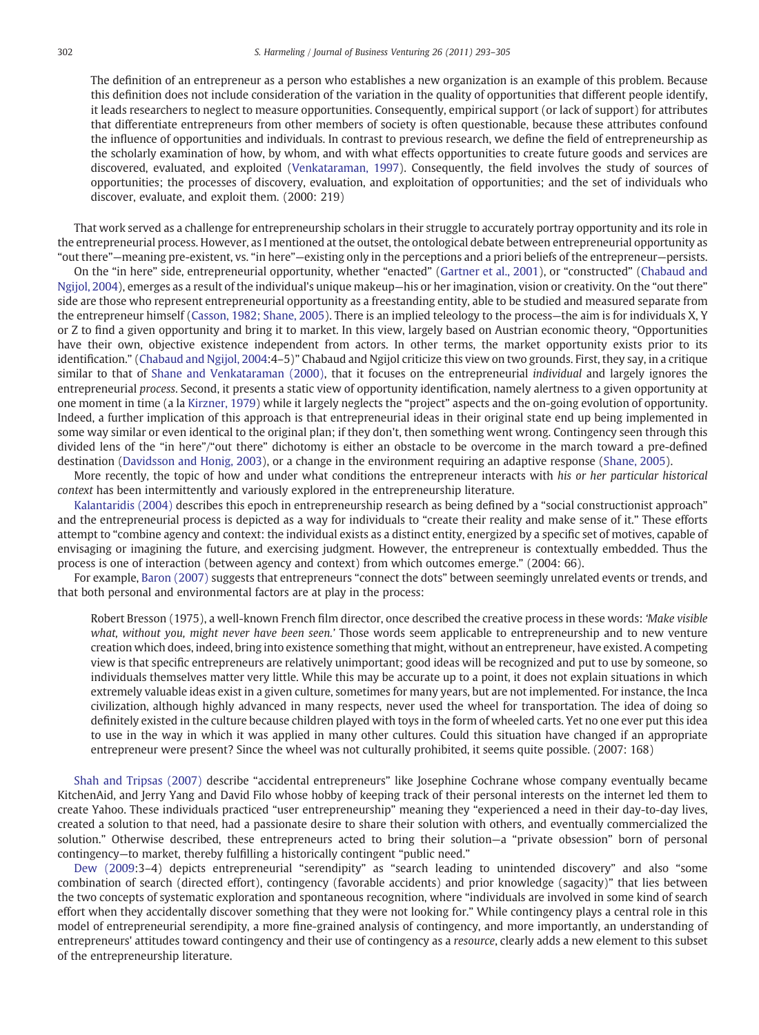> The definition of an entrepreneur as a person who establishes a new organization is an example of this problem. Because this definition does not include consideration of the variation in the quality of opportunities that different people identify, it leads researchers to neglect to measure opportunities. Consequently, empirical support (or lack of support) for attributes that differentiate entrepreneurs from other members of society is often questionable, because these attributes confound the influence of opportunities and individuals. In contrast to previous research, we define the field of entrepreneurship as the scholarly examination of how, by whom, and with what effects opportunities to create future goods and services are discovered, evaluated, and exploited (Venkataraman, 1997). Consequently, the field involves the study of sources of opportunities; the processes of discovery, evaluation, and exploitation of opportunities; and the set of individuals who discover, evaluate, and exploit them. (2000: 219)

That work served as a challenge for entrepreneurship scholars in their struggle to accurately portray opportunity and its role in the entrepreneurial process. However, as I mentioned at the outset, the ontological debate between entrepreneurial opportunity as "out there"—meaning pre-existent, vs. "in here"—existing only in the perceptions and a priori beliefs of the entrepreneur—persists.

On the "in here" side, entrepreneurial opportunity, whether "enacted" (Gartner et al., 2001), or "constructed" (Chabaud and Ngijol, 2004), emerges as a result of the individual's unique makeup—his or her imagination, vision or creativity. On the "out there" side are those who represent entrepreneurial opportunity as a freestanding entity, able to be studied and measured separate from the entrepreneur himself (Casson, 1982; Shane, 2005). There is an implied teleology to the process—the aim is for individuals X, Y or Z to find a given opportunity and bring it to market. In this view, largely based on Austrian economic theory, "Opportunities have their own, objective existence independent from actors. In other terms, the market opportunity exists prior to its identification." (Chabaud and Ngijol, 2004:4–5)" Chabaud and Ngijol criticize this view on two grounds. First, they say, in a critique similar to that of Shane and Venkataraman (2000), that it focuses on the entrepreneurial *individual* and largely ignores the entrepreneurial *process*. Second, it presents a static view of opportunity identification, namely alertness to a given opportunity at one moment in time (a la Kirzner, 1979) while it largely neglects the "project" aspects and the on-going evolution of opportunity. Indeed, a further implication of this approach is that entrepreneurial ideas in their original state end up being implemented in some way similar or even identical to the original plan; if they don't, then something went wrong. Contingency seen through this divided lens of the "in here"/"out there" dichotomy is either an obstacle to be overcome in the march toward a pre-defined destination (Davidsson and Honig, 2003), or a change in the environment requiring an adaptive response (Shane, 2005).

More recently, the topic of how and under what conditions the entrepreneur interacts with *his or her particular historical context* has been intermittently and variously explored in the entrepreneurship literature.

Kalantaridis (2004) describes this epoch in entrepreneurship research as being defined by a "social constructionist approach" and the entrepreneurial process is depicted as a way for individuals to "create their reality and make sense of it." These efforts attempt to "combine agency and context: the individual exists as a distinct entity, energized by a specific set of motives, capable of envisaging or imagining the future, and exercising judgment. However, the entrepreneur is contextually embedded. Thus the process is one of interaction (between agency and context) from which outcomes emerge." (2004: 66).

For example, Baron (2007) suggests that entrepreneurs "connect the dots" between seemingly unrelated events or trends, and that both personal and environmental factors are at play in the process:

> Robert Bresson (1975), a well-known French film director, once described the creative process in these words: *'Make visible what, without you, might never have been seen.'* Those words seem applicable to entrepreneurship and to new venture creation which does, indeed, bring into existence something that might, without an entrepreneur, have existed. A competing view is that specific entrepreneurs are relatively unimportant; good ideas will be recognized and put to use by someone, so individuals themselves matter very little. While this may be accurate up to a point, it does not explain situations in which extremely valuable ideas exist in a given culture, sometimes for many years, but are not implemented. For instance, the Inca civilization, although highly advanced in many respects, never used the wheel for transportation. The idea of doing so definitely existed in the culture because children played with toys in the form of wheeled carts. Yet no one ever put this idea to use in the way in which it was applied in many other cultures. Could this situation have changed if an appropriate entrepreneur were present? Since the wheel was not culturally prohibited, it seems quite possible. (2007: 168)

Shah and Tripsas (2007) describe "accidental entrepreneurs" like Josephine Cochrane whose company eventually became KitchenAid, and Jerry Yang and David Filo whose hobby of keeping track of their personal interests on the internet led them to create Yahoo. These individuals practiced "user entrepreneurship" meaning they "experienced a need in their day-to-day lives, created a solution to that need, had a passionate desire to share their solution with others, and eventually commercialized the solution." Otherwise described, these entrepreneurs acted to bring their solution—a "private obsession" born of personal contingency—to market, thereby fulfilling a historically contingent "public need."

Dew (2009:3–4) depicts entrepreneurial "serendipity" as "search leading to unintended discovery" and also "some combination of search (directed effort), contingency (favorable accidents) and prior knowledge (sagacity)" that lies between the two concepts of systematic exploration and spontaneous recognition, where "individuals are involved in some kind of search effort when they accidentally discover something that they were not looking for." While contingency plays a central role in this model of entrepreneurial serendipity, a more fine-grained analysis of contingency, and more importantly, an understanding of entrepreneurs' attitudes toward contingency and their use of contingency as a *resource*, clearly adds a new element to this subset of the entrepreneurship literature.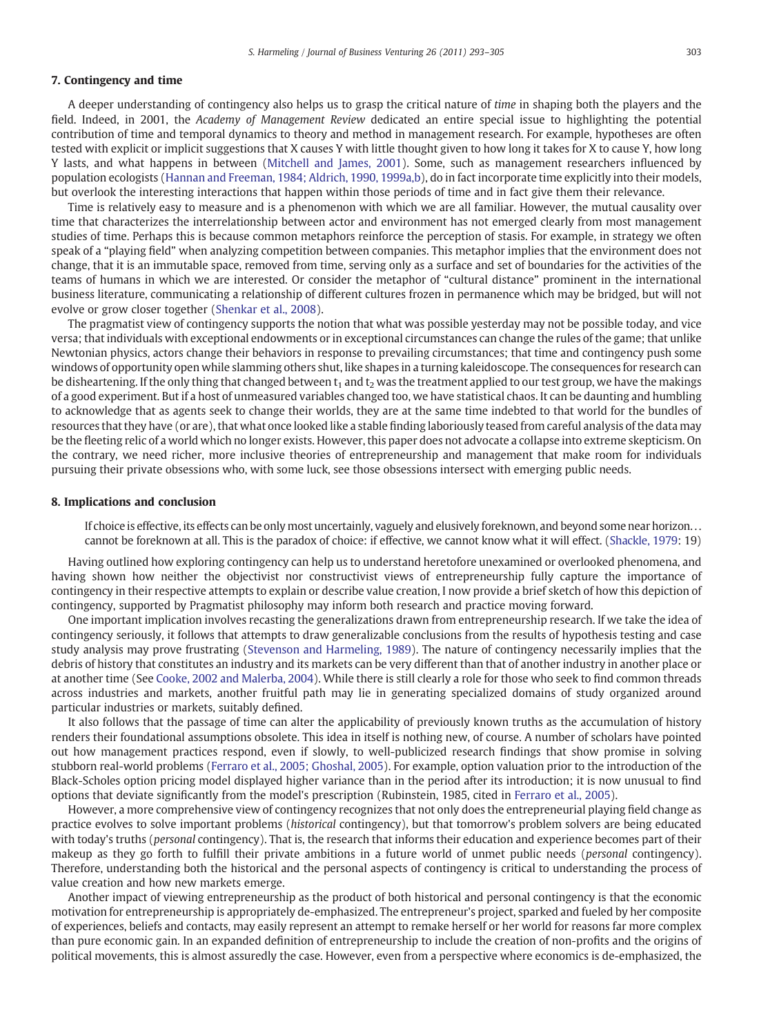## 7. Contingency and time

A deeper understanding of contingency also helps us to grasp the critical nature of *time* in shaping both the players and the field. Indeed, in 2001, the *Academy of Management Review* dedicated an entire special issue to highlighting the potential contribution of time and temporal dynamics to theory and method in management research. For example, hypotheses are often tested with explicit or implicit suggestions that X causes Y with little thought given to how long it takes for X to cause Y, how long Y lasts, and what happens in between (Mitchell and James, 2001). Some, such as management researchers influenced by population ecologists (Hannan and Freeman, 1984; Aldrich, 1990, 1999a,b), do in fact incorporate time explicitly into their models, but overlook the interesting interactions that happen within those periods of time and in fact give them their relevance.

Time is relatively easy to measure and is a phenomenon with which we are all familiar. However, the mutual causality over time that characterizes the interrelationship between actor and environment has not emerged clearly from most management studies of time. Perhaps this is because common metaphors reinforce the perception of stasis. For example, in strategy we often speak of a "playing field" when analyzing competition between companies. This metaphor implies that the environment does not change, that it is an immutable space, removed from time, serving only as a surface and set of boundaries for the activities of the teams of humans in which we are interested. Or consider the metaphor of "cultural distance" prominent in the international business literature, communicating a relationship of different cultures frozen in permanence which may be bridged, but will not evolve or grow closer together (Shenkar et al., 2008).

The pragmatist view of contingency supports the notion that what was possible yesterday may not be possible today, and vice versa; that individuals with exceptional endowments or in exceptional circumstances can change the rules of the game; that unlike Newtonian physics, actors change their behaviors in response to prevailing circumstances; that time and contingency push some windows of opportunity open while slamming others shut, like shapes in a turning kaleidoscope. The consequences for research can be disheartening. If the only thing that changed between $t_1$ and $t_2$ was the treatment applied to our test group, we have the makings of a good experiment. But if a host of unmeasured variables changed too, we have statistical chaos. It can be daunting and humbling to acknowledge that as agents seek to change their worlds, they are at the same time indebted to that world for the bundles of resources that they have (or are), that what once looked like a stable finding laboriously teased from careful analysis of the data may be the fleeting relic of a world which no longer exists. However, this paper does not advocate a collapse into extreme skepticism. On the contrary, we need richer, more inclusive theories of entrepreneurship and management that make room for individuals pursuing their private obsessions who, with some luck, see those obsessions intersect with emerging public needs.

## 8. Implications and conclusion

> If choice is effective, its effects can be only most uncertainly, vaguely and elusively foreknown, and beyond some near horizon… cannot be foreknown at all. This is the paradox of choice: if effective, we cannot know what it will effect. (Shackle, 1979: 19)

Having outlined how exploring contingency can help us to understand heretofore unexamined or overlooked phenomena, and having shown how neither the objectivist nor constructivist views of entrepreneurship fully capture the importance of contingency in their respective attempts to explain or describe value creation, I now provide a brief sketch of how this depiction of contingency, supported by Pragmatist philosophy may inform both research and practice moving forward.

One important implication involves recasting the generalizations drawn from entrepreneurship research. If we take the idea of contingency seriously, it follows that attempts to draw generalizable conclusions from the results of hypothesis testing and case study analysis may prove frustrating (Stevenson and Harmeling, 1989). The nature of contingency necessarily implies that the debris of history that constitutes an industry and its markets can be very different than that of another industry in another place or at another time (See Cooke, 2002 and Malerba, 2004). While there is still clearly a role for those who seek to find common threads across industries and markets, another fruitful path may lie in generating specialized domains of study organized around particular industries or markets, suitably defined.

It also follows that the passage of time can alter the applicability of previously known truths as the accumulation of history renders their foundational assumptions obsolete. This idea in itself is nothing new, of course. A number of scholars have pointed out how management practices respond, even if slowly, to well-publicized research findings that show promise in solving stubborn real-world problems (Ferraro et al., 2005; Ghoshal, 2005). For example, option valuation prior to the introduction of the Black-Scholes option pricing model displayed higher variance than in the period after its introduction; it is now unusual to find options that deviate significantly from the model's prescription (Rubinstein, 1985, cited in Ferraro et al., 2005).

However, a more comprehensive view of contingency recognizes that not only does the entrepreneurial playing field change as practice evolves to solve important problems (*historical* contingency), but that tomorrow's problem solvers are being educated with today's truths (*personal* contingency). That is, the research that informs their education and experience becomes part of their makeup as they go forth to fulfill their private ambitions in a future world of unmet public needs (*personal* contingency). Therefore, understanding both the historical and the personal aspects of contingency is critical to understanding the process of value creation and how new markets emerge.

Another impact of viewing entrepreneurship as the product of both historical and personal contingency is that the economic motivation for entrepreneurship is appropriately de-emphasized. The entrepreneur's project, sparked and fueled by her composite of experiences, beliefs and contacts, may easily represent an attempt to remake herself or her world for reasons far more complex than pure economic gain. In an expanded definition of entrepreneurship to include the creation of non-profits and the origins of political movements, this is almost assuredly the case. However, even from a perspective where economics is de-emphasized, the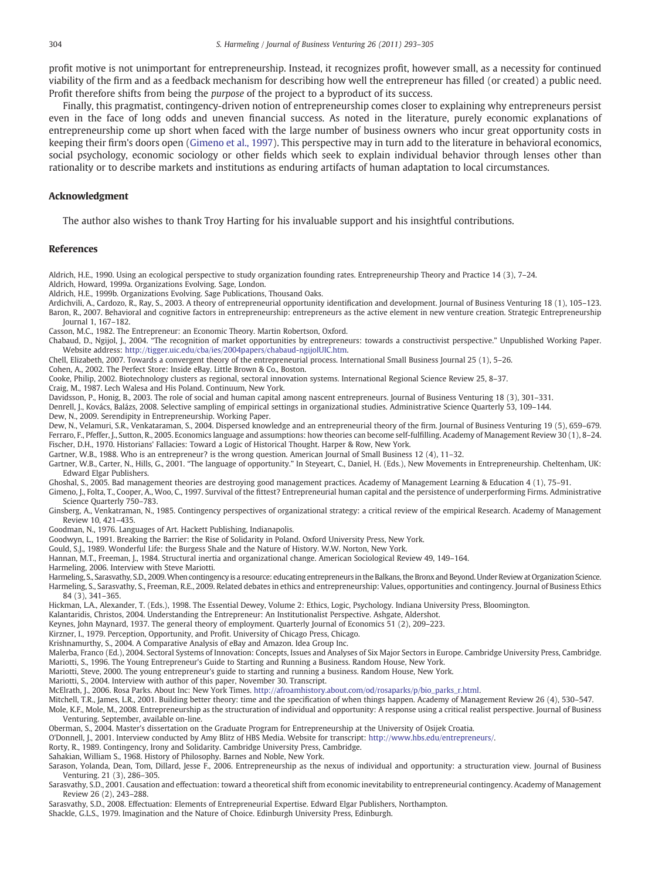profit motive is not unimportant for entrepreneurship. Instead, it recognizes profit, however small, as a necessity for continued viability of the firm and as a feedback mechanism for describing how well the entrepreneur has filled (or created) a public need. Profit therefore shifts from being the *purpose* of the project to a byproduct of its success.

Finally, this pragmatist, contingency-driven notion of entrepreneurship comes closer to explaining why entrepreneurs persist even in the face of long odds and uneven financial success. As noted in the literature, purely economic explanations of entrepreneurship come up short when faced with the large number of business owners who incur great opportunity costs in keeping their firm's doors open (Gimeno et al., 1997). This perspective may in turn add to the literature in behavioral economics, social psychology, economic sociology or other fields which seek to explain individual behavior through lenses other than rationality or to describe markets and institutions as enduring artifacts of human adaptation to local circumstances.

## Acknowledgment

The author also wishes to thank Troy Harting for his invaluable support and his insightful contributions.

## References

Aldrich, H.E., 1990. Using an ecological perspective to study organization founding rates. Entrepreneurship Theory and Practice 14 (3), 7–24.

Aldrich, Howard, 1999a. Organizations Evolving. Sage, London.

Aldrich, H.E., 1999b. Organizations Evolving. Sage Publications, Thousand Oaks.

Ardichvili, A., Cardozo, R., Ray, S., 2003. A theory of entrepreneurial opportunity identification and development. Journal of Business Venturing 18 (1), 105–123.

Baron, R., 2007. Behavioral and cognitive factors in entrepreneurship: entrepreneurs as the active element in new venture creation. Strategic Entrepreneurship Journal 1, 167–182.

Casson, M.C., 1982. The Entrepreneur: an Economic Theory. Martin Robertson, Oxford.

Chabaud, D., Ngijol, J., 2004. "The recognition of market opportunities by entrepreneurs: towards a constructivist perspective." Unpublished Working Paper. Website address: http://tigger.uic.edu/cba/ies/2004papers/chabaud-ngijolUIC.htm.

Chell, Elizabeth, 2007. Towards a convergent theory of the entrepreneurial process. International Small Business Journal 25 (1), 5–26.

Cohen, A., 2002. The Perfect Store: Inside eBay. Little Brown & Co., Boston.

Cooke, Philip, 2002. Biotechnology clusters as regional, sectoral innovation systems. International Regional Science Review 25, 8–37.

Craig, M., 1987. Lech Walesa and His Poland. Continuum, New York.

Davidsson, P., Honig, B., 2003. The role of social and human capital among nascent entrepreneurs. Journal of Business Venturing 18 (3), 301–331.

Denrell, J., Kovács, Balázs, 2008. Selective sampling of empirical settings in organizational studies. Administrative Science Quarterly 53, 109–144.

Dew, N., 2009. Serendipity in Entrepreneurship. Working Paper.

Dew, N., Velamuri, S.R., Venkataraman, S., 2004. Dispersed knowledge and an entrepreneurial theory of the firm. Journal of Business Venturing 19 (5), 659–679.

Ferraro, F., Pfeffer, J., Sutton, R., 2005. Economics language and assumptions: how theories can become self-fulfilling. Academy of Management Review 30 (1), 8–24.

Fischer, D.H., 1970. Historians' Fallacies: Toward a Logic of Historical Thought. Harper & Row, New York.

Gartner, W.B., 1988. Who is an entrepreneur? is the wrong question. American Journal of Small Business 12 (4), 11–32.

Gartner, W.B., Carter, N., Hills, G., 2001. "The language of opportunity." In Steyeart, C., Daniel, H. (Eds.), New Movements in Entrepreneurship. Cheltenham, UK: Edward Elgar Publishers.

Ghoshal, S., 2005. Bad management theories are destroying good management practices. Academy of Management Learning & Education 4 (1), 75–91.

Gimeno, J., Folta, T., Cooper, A., Woo, C., 1997. Survival of the fittest? Entrepreneurial human capital and the persistence of underperforming Firms. Administrative Science Quarterly 750–783.

Ginsberg, A., Venkatraman, N., 1985. Contingency perspectives of organizational strategy: a critical review of the empirical Research. Academy of Management Review 10, 421–435.

Goodman, N., 1976. Languages of Art. Hackett Publishing, Indianapolis.

Goodwyn, L., 1991. Breaking the Barrier: the Rise of Solidarity in Poland. Oxford University Press, New York.

Gould, S.J., 1989. Wonderful Life: the Burgess Shale and the Nature of History. W.W. Norton, New York.

Hannan, M.T., Freeman, J., 1984. Structural inertia and organizational change. American Sociological Review 49, 149–164.

Harmeling, 2006. Interview with Steve Mariotti.

Harmeling, S., Sarasvathy, S.D., 2009. When contingency is a resource: educating entrepreneurs in the Balkans, the Bronx and Beyond. Under Review at Organization Science.

Harmeling, S., Sarasvathy, S., Freeman, R.E., 2009. Related debates in ethics and entrepreneurship: Values, opportunities and contingency. Journal of Business Ethics 84 (3), 341–365.

Hickman, L.A., Alexander, T. (Eds.), 1998. The Essential Dewey, Volume 2: Ethics, Logic, Psychology. Indiana University Press, Bloomington.

Kalantaridis, Christos, 2004. Understanding the Entrepreneur: An Institutionalist Perspective. Ashgate, Aldershot.

Keynes, John Maynard, 1937. The general theory of employment. Quarterly Journal of Economics 51 (2), 209–223.

Kirzner, I., 1979. Perception, Opportunity, and Profit. University of Chicago Press, Chicago.

Krishnamurthy, S., 2004. A Comparative Analysis of eBay and Amazon. Idea Group Inc.

Malerba, Franco (Ed.), 2004. Sectoral Systems of Innovation: Concepts, Issues and Analyses of Six Major Sectors in Europe. Cambridge University Press, Cambridge.

Mariotti, S., 1996. The Young Entrepreneur's Guide to Starting and Running a Business. Random House, New York.

Mariotti, Steve, 2000. The young entrepreneur's guide to starting and running a business. Random House, New York.

Mariotti, S., 2004. Interview with author of this paper, November 30. Transcript.

McElrath, J., 2006. Rosa Parks. About Inc: New York Times. http://afroamhistory.about.com/od/rosaparks/p/bio_parks_r.html.

Mitchell, T.R., James, L.R., 2001. Building better theory: time and the specification of when things happen. Academy of Management Review 26 (4), 530–547.

Mole, K.F., Mole, M., 2008. Entrepreneurship as the structuration of individual and opportunity: A response using a critical realist perspective. Journal of Business Venturing. September, available on-line.

Oberman, S., 2004. Master's dissertation on the Graduate Program for Entrepreneurship at the University of Osijek Croatia.

O'Donnell, J., 2001. Interview conducted by Amy Blitz of HBS Media. Website for transcript: http://www.hbs.edu/entrepreneurs/.

Rorty, R., 1989. Contingency, Irony and Solidarity. Cambridge University Press, Cambridge.

Sahakian, William S., 1968. History of Philosophy. Barnes and Noble, New York.

Sarason, Yolanda, Dean, Tom, Dillard, Jesse F., 2006. Entrepreneurship as the nexus of individual and opportunity: a structuration view. Journal of Business Venturing. 21 (3), 286–305.

Sarasvathy, S.D., 2001. Causation and effectuation: toward a theoretical shift from economic inevitability to entrepreneurial contingency. Academy of Management Review 26 (2), 243–288.

Sarasvathy, S.D., 2008. Effectuation: Elements of Entrepreneurial Expertise. Edward Elgar Publishers, Northampton.

Shackle, G.L.S., 1979. Imagination and the Nature of Choice. Edinburgh University Press, Edinburgh.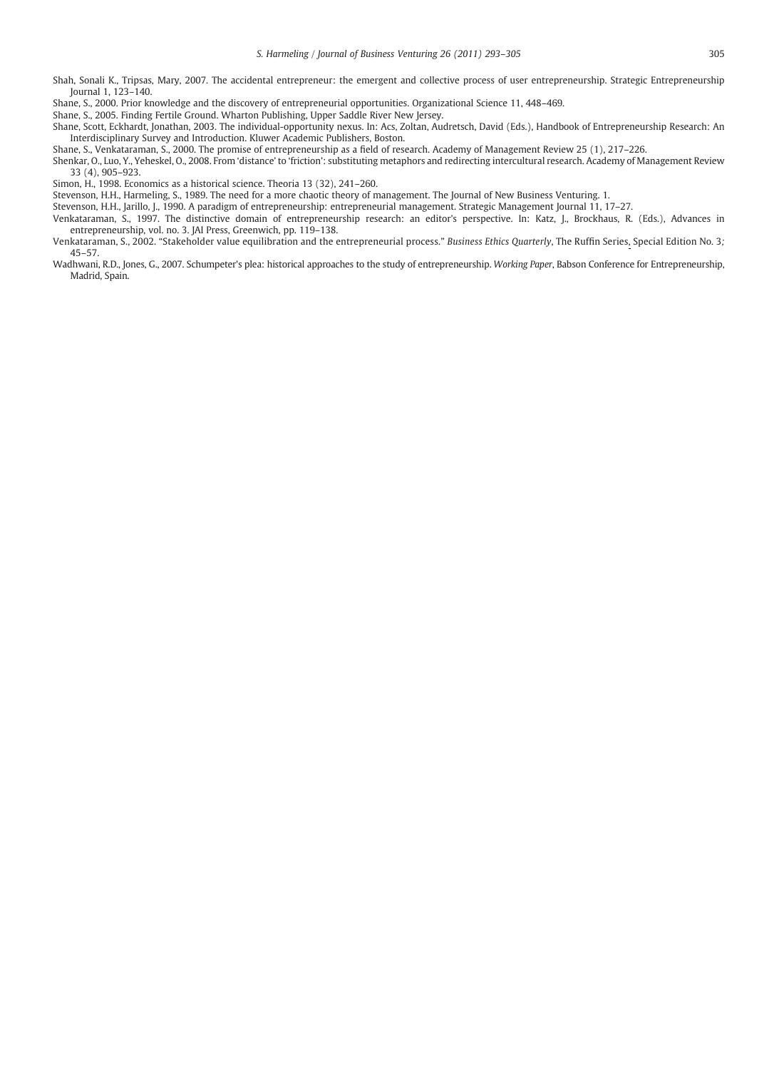Shah, Sonali K., Tripsas, Mary, 2007. The accidental entrepreneur: the emergent and collective process of user entrepreneurship. Strategic Entrepreneurship Journal 1, 123–140.

Shane, S., 2000. Prior knowledge and the discovery of entrepreneurial opportunities. Organizational Science 11, 448–469.

Shane, S., 2005. Finding Fertile Ground. Wharton Publishing, Upper Saddle River New Jersey.

Shane, Scott, Eckhardt, Jonathan, 2003. The individual-opportunity nexus. In: Acs, Zoltan, Audretsch, David (Eds.), Handbook of Entrepreneurship Research: An Interdisciplinary Survey and Introduction. Kluwer Academic Publishers, Boston.

Shane, S., Venkataraman, S., 2000. The promise of entrepreneurship as a field of research. Academy of Management Review 25 (1), 217–226.

Shenkar, O., Luo, Y., Yeheskel, O., 2008. From 'distance' to 'friction': substituting metaphors and redirecting intercultural research. Academy of Management Review 33 (4), 905–923.

Simon, H., 1998. Economics as a historical science. Theoria 13 (32), 241–260.

Stevenson, H.H., Harmeling, S., 1989. The need for a more chaotic theory of management. The Journal of New Business Venturing. 1.

Stevenson, H.H., Jarillo, J., 1990. A paradigm of entrepreneurship: entrepreneurial management. Strategic Management Journal 11, 17–27.

Venkataraman, S., 1997. The distinctive domain of entrepreneurship research: an editor's perspective. In: Katz, J., Brockhaus, R. (Eds.), Advances in entrepreneurship, vol. no. 3. JAI Press, Greenwich, pp. 119–138.

Venkataraman, S., 2002. "Stakeholder value equilibration and the entrepreneurial process." *Business Ethics Quarterly*, The Ruffin Series, Special Edition No. 3; 45–57.

Wadhwani, R.D., Jones, G., 2007. Schumpeter's plea: historical approaches to the study of entrepreneurship. *Working Paper*, Babson Conference for Entrepreneurship, Madrid, Spain.